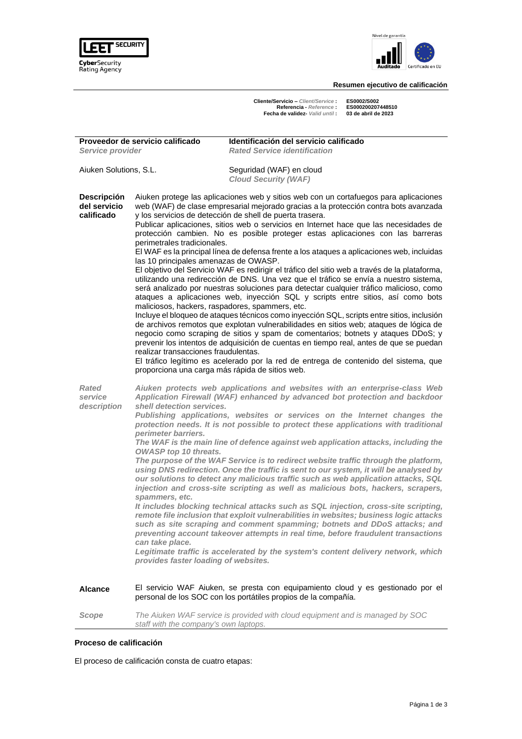LEET SECURITY
**Cyber**Security
Rating Agency

Nivel de garantía
**Auditado** | Certificado en EU

**Resumen ejecutivo de calificación**

**Cliente/Servicio –** *Client/Service* **:** **ES0002/S002**
**Referencia -** *Reference* **:** **ES000200207448510**
**Fecha de validez-** *Valid until* **:** **03 de abril de 2023**

| **Proveedor de servicio calificado**<br>*Service provider* | **Identificación del servicio calificado**<br>*Rated Service identification* |
|---|---|
| Aiuken Solutions, S.L. | Seguridad (WAF) en cloud<br>*Cloud Security (WAF)* |

**Descripción del servicio calificado**

Aiuken protege las aplicaciones web y sitios web con un cortafuegos para aplicaciones web (WAF) de clase empresarial mejorado gracias a la protección contra bots avanzada y los servicios de detección de shell de puerta trasera.
Publicar aplicaciones, sitios web o servicios en Internet hace que las necesidades de protección cambien. No es posible proteger estas aplicaciones con las barreras perimetrales tradicionales.
El WAF es la principal línea de defensa frente a los ataques a aplicaciones web, incluidas las 10 principales amenazas de OWASP.
El objetivo del Servicio WAF es redirigir el tráfico del sitio web a través de la plataforma, utilizando una redirección de DNS. Una vez que el tráfico se envía a nuestro sistema, será analizado por nuestras soluciones para detectar cualquier tráfico malicioso, como ataques a aplicaciones web, inyección SQL y scripts entre sitios, así como bots maliciosos, hackers, raspadores, spammers, etc.
Incluye el bloqueo de ataques técnicos como inyección SQL, scripts entre sitios, inclusión de archivos remotos que explotan vulnerabilidades en sitios web; ataques de lógica de negocio como scraping de sitios y spam de comentarios; botnets y ataques DDoS; y prevenir los intentos de adquisición de cuentas en tiempo real, antes de que se puedan realizar transacciones fraudulentas.
El tráfico legítimo es acelerado por la red de entrega de contenido del sistema, que proporciona una carga más rápida de sitios web.

***Rated service description***

***Aiuken protects web applications and websites with an enterprise-class Web Application Firewall (WAF) enhanced by advanced bot protection and backdoor shell detection services.***
***Publishing applications, websites or services on the Internet changes the protection needs. It is not possible to protect these applications with traditional perimeter barriers.***
***The WAF is the main line of defence against web application attacks, including the OWASP top 10 threats.***
***The purpose of the WAF Service is to redirect website traffic through the platform, using DNS redirection. Once the traffic is sent to our system, it will be analysed by our solutions to detect any malicious traffic such as web application attacks, SQL injection and cross-site scripting as well as malicious bots, hackers, scrapers, spammers, etc.***
***It includes blocking technical attacks such as SQL injection, cross-site scripting, remote file inclusion that exploit vulnerabilities in websites; business logic attacks such as site scraping and comment spamming; botnets and DDoS attacks; and preventing account takeover attempts in real time, before fraudulent transactions can take place.***
***Legitimate traffic is accelerated by the system's content delivery network, which provides faster loading of websites.***

**Alcance**

El servicio WAF Aiuken, se presta con equipamiento cloud y es gestionado por el personal de los SOC con los portátiles propios de la compañía.

***Scope***

*The Aiuken WAF service is provided with cloud equipment and is managed by SOC staff with the company's own laptops.*

**Proceso de calificación**

El proceso de calificación consta de cuatro etapas: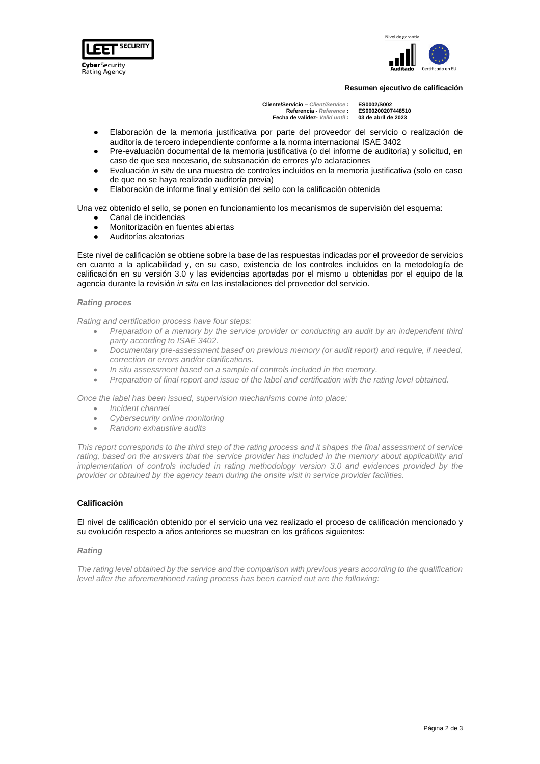Cliente/Servicio – *Client/Service* : ES0002/S002
Referencia - *Reference* : ES000200207448510
Fecha de validez- *Valid until* : 03 de abril de 2023

- Elaboración de la memoria justificativa por parte del proveedor del servicio o realización de auditoría de tercero independiente conforme a la norma internacional ISAE 3402
- Pre-evaluación documental de la memoria justificativa (o del informe de auditoría) y solicitud, en caso de que sea necesario, de subsanación de errores y/o aclaraciones
- Evaluación *in situ* de una muestra de controles incluidos en la memoria justificativa (solo en caso de que no se haya realizado auditoría previa)
- Elaboración de informe final y emisión del sello con la calificación obtenida

Una vez obtenido el sello, se ponen en funcionamiento los mecanismos de supervisión del esquema:

- Canal de incidencias
- Monitorización en fuentes abiertas
- Auditorías aleatorias

Este nivel de calificación se obtiene sobre la base de las respuestas indicadas por el proveedor de servicios en cuanto a la aplicabilidad y, en su caso, existencia de los controles incluidos en la metodología de calificación en su versión 3.0 y las evidencias aportadas por el mismo u obtenidas por el equipo de la agencia durante la revisión *in situ* en las instalaciones del proveedor del servicio.

***Rating proces***

*Rating and certification process have four steps:*

- *Preparation of a memory by the service provider or conducting an audit by an independent third party according to ISAE 3402.*
- *Documentary pre-assessment based on previous memory (or audit report) and require, if needed, correction or errors and/or clarifications.*
- *In situ assessment based on a sample of controls included in the memory.*
- *Preparation of final report and issue of the label and certification with the rating level obtained.*

*Once the label has been issued, supervision mechanisms come into place:*

- *Incident channel*
- *Cybersecurity online monitoring*
- *Random exhaustive audits*

*This report corresponds to the third step of the rating process and it shapes the final assessment of service rating, based on the answers that the service provider has included in the memory about applicability and implementation of controls included in rating methodology version 3.0 and evidences provided by the provider or obtained by the agency team during the onsite visit in service provider facilities.*

## Calificación

El nivel de calificación obtenido por el servicio una vez realizado el proceso de calificación mencionado y su evolución respecto a años anteriores se muestran en los gráficos siguientes:

***Rating***

*The rating level obtained by the service and the comparison with previous years according to the qualification level after the aforementioned rating process has been carried out are the following:*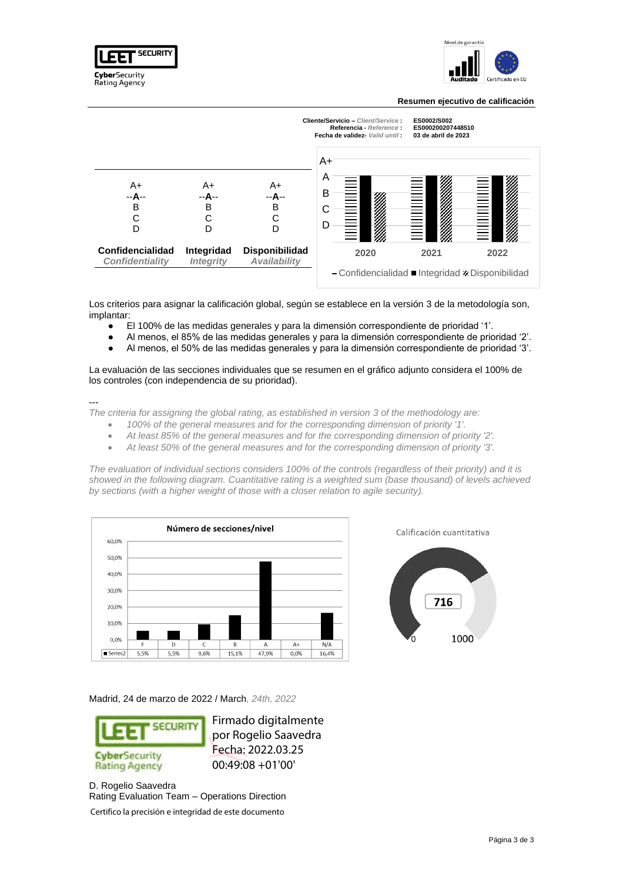LEET SECURITY
CyberSecurity Rating Agency

Nivel de garantía
Auditado
Certificado en EU

**Resumen ejecutivo de calificación**

**Cliente/Servicio – *Client/Service* :** ES0002/S002
**Referencia - *Reference* :** ES000200207448510
**Fecha de validez- *Valid until* :** 03 de abril de 2023

| Confidencialidad *Confidentiality* | Integridad *Integrity* | Disponibilidad *Availability* |
|---|---|---|
| A+ | A+ | A+ |
| --**A**-- | --**A**-- | --**A**-- |
| B | B | B |
| C | C | C |
| D | D | D |

A+
A
B
C
D
2020
2021
2022
Confidencialidad ■ Integridad Disponibilidad

Los criterios para asignar la calificación global, según se establece en la versión 3 de la metodología son, implantar:

- El 100% de las medidas generales y para la dimensión correspondiente de prioridad ‘1’.
- Al menos, el 85% de las medidas generales y para la dimensión correspondiente de prioridad ‘2’.
- Al menos, el 50% de las medidas generales y para la dimensión correspondiente de prioridad ‘3’.

La evaluación de las secciones individuales que se resumen en el gráfico adjunto considera el 100% de los controles (con independencia de su prioridad).

---

*The criteria for assigning the global rating, as established in version 3 of the methodology are:*

- *100% of the general measures and for the corresponding dimension of priority '1'.*
- *At least 85% of the general measures and for the corresponding dimension of priority '2'.*
- *At least 50% of the general measures and for the corresponding dimension of priority '3'.*

*The evaluation of individual sections considers 100% of the controls (regardless of their priority) and it is showed in the following diagram. Quantitative rating is a weighted sum (base thousand) of levels achieved by sections (with a higher weight of those with a closer relation to agile security).*

**Número de secciones/nivel**

60,0%
50,0%
40,0%
30,0%
20,0%
10,0%
0,0%

| | F | D | C | B | A | A+ | N/A |
|---|---|---|---|---|---|---|---|
| Series2 | 5,5% | 5,5% | 9,6% | 15,1% | 47,9% | 0,0% | 16,4% |

Calificación cuantitativa

716

0
1000

Madrid, 24 de marzo de 2022 / March*, 24th, 2022*

LEET SECURITY
CyberSecurity Rating Agency

Firmado digitalmente por Rogelio Saavedra
Fecha: 2022.03.25 00:49:08 +01'00'

D. Rogelio Saavedra
Rating Evaluation Team – Operations Direction

Certifico la precisión e integridad de este documento